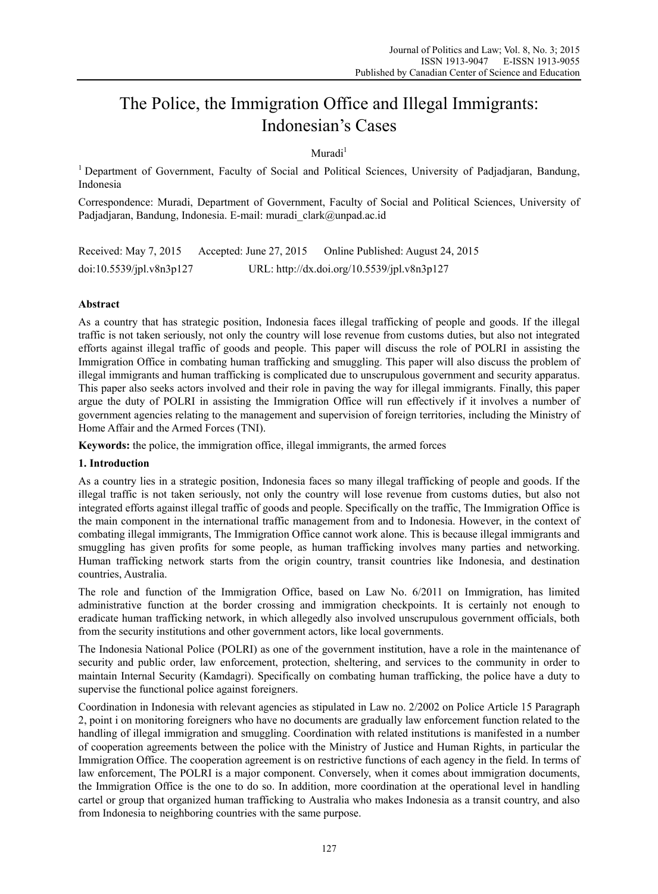# The Police, the Immigration Office and Illegal Immigrants: Indonesian's Cases

Muradi[1]

[1] Department of Government, Faculty of Social and Political Sciences, University of Padjadjaran, Bandung, Indonesia

Correspondence: Muradi, Department of Government, Faculty of Social and Political Sciences, University of Padjadjaran, Bandung, Indonesia. E-mail: muradi_clark@unpad.ac.id

Received: May 7, 2015 Accepted: June 27, 2015 Online Published: August 24, 2015

doi:10.5539/jpl.v8n3p127 URL: http://dx.doi.org/10.5539/jpl.v8n3p127

## Abstract

As a country that has strategic position, Indonesia faces illegal trafficking of people and goods. If the illegal traffic is not taken seriously, not only the country will lose revenue from customs duties, but also not integrated efforts against illegal traffic of goods and people. This paper will discuss the role of POLRI in assisting the Immigration Office in combating human trafficking and smuggling. This paper will also discuss the problem of illegal immigrants and human trafficking is complicated due to unscrupulous government and security apparatus. This paper also seeks actors involved and their role in paving the way for illegal immigrants. Finally, this paper argue the duty of POLRI in assisting the Immigration Office will run effectively if it involves a number of government agencies relating to the management and supervision of foreign territories, including the Ministry of Home Affair and the Armed Forces (TNI).

**Keywords:** the police, the immigration office, illegal immigrants, the armed forces

## 1. Introduction

As a country lies in a strategic position, Indonesia faces so many illegal trafficking of people and goods. If the illegal traffic is not taken seriously, not only the country will lose revenue from customs duties, but also not integrated efforts against illegal traffic of goods and people. Specifically on the traffic, The Immigration Office is the main component in the international traffic management from and to Indonesia. However, in the context of combating illegal immigrants, The Immigration Office cannot work alone. This is because illegal immigrants and smuggling has given profits for some people, as human trafficking involves many parties and networking. Human trafficking network starts from the origin country, transit countries like Indonesia, and destination countries, Australia.

The role and function of the Immigration Office, based on Law No. 6/2011 on Immigration, has limited administrative function at the border crossing and immigration checkpoints. It is certainly not enough to eradicate human trafficking network, in which allegedly also involved unscrupulous government officials, both from the security institutions and other government actors, like local governments.

The Indonesia National Police (POLRI) as one of the government institution, have a role in the maintenance of security and public order, law enforcement, protection, sheltering, and services to the community in order to maintain Internal Security (Kamdagri). Specifically on combating human trafficking, the police have a duty to supervise the functional police against foreigners.

Coordination in Indonesia with relevant agencies as stipulated in Law no. 2/2002 on Police Article 15 Paragraph 2, point i on monitoring foreigners who have no documents are gradually law enforcement function related to the handling of illegal immigration and smuggling. Coordination with related institutions is manifested in a number of cooperation agreements between the police with the Ministry of Justice and Human Rights, in particular the Immigration Office. The cooperation agreement is on restrictive functions of each agency in the field. In terms of law enforcement, The POLRI is a major component. Conversely, when it comes about immigration documents, the Immigration Office is the one to do so. In addition, more coordination at the operational level in handling cartel or group that organized human trafficking to Australia who makes Indonesia as a transit country, and also from Indonesia to neighboring countries with the same purpose.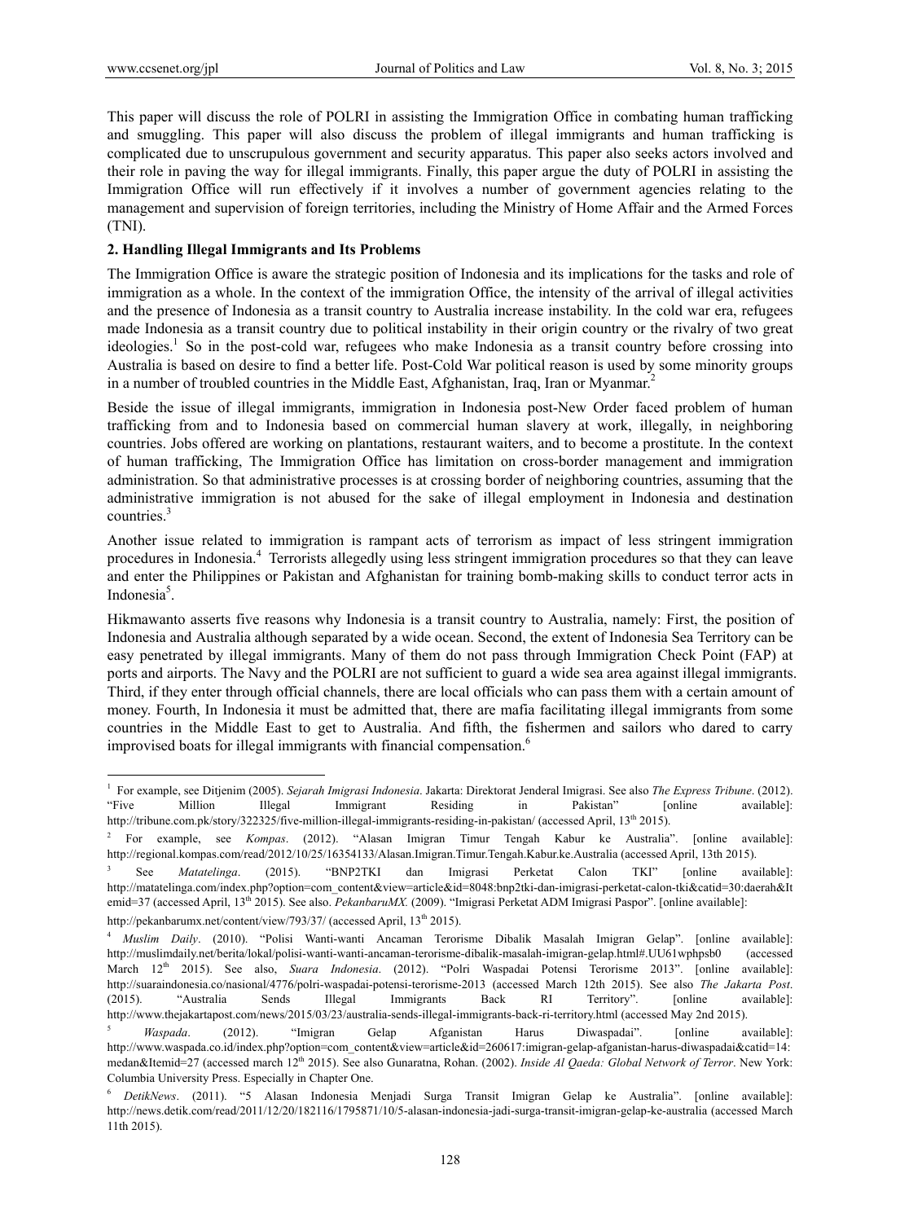This paper will discuss the role of POLRI in assisting the Immigration Office in combating human trafficking and smuggling. This paper will also discuss the problem of illegal immigrants and human trafficking is complicated due to unscrupulous government and security apparatus. This paper also seeks actors involved and their role in paving the way for illegal immigrants. Finally, this paper argue the duty of POLRI in assisting the Immigration Office will run effectively if it involves a number of government agencies relating to the management and supervision of foreign territories, including the Ministry of Home Affair and the Armed Forces (TNI).

## 2. Handling Illegal Immigrants and Its Problems

The Immigration Office is aware the strategic position of Indonesia and its implications for the tasks and role of immigration as a whole. In the context of the immigration Office, the intensity of the arrival of illegal activities and the presence of Indonesia as a transit country to Australia increase instability. In the cold war era, refugees made Indonesia as a transit country due to political instability in their origin country or the rivalry of two great ideologies.[1] So in the post-cold war, refugees who make Indonesia as a transit country before crossing into Australia is based on desire to find a better life. Post-Cold War political reason is used by some minority groups in a number of troubled countries in the Middle East, Afghanistan, Iraq, Iran or Myanmar.[2]

Beside the issue of illegal immigrants, immigration in Indonesia post-New Order faced problem of human trafficking from and to Indonesia based on commercial human slavery at work, illegally, in neighboring countries. Jobs offered are working on plantations, restaurant waiters, and to become a prostitute. In the context of human trafficking, The Immigration Office has limitation on cross-border management and immigration administration. So that administrative processes is at crossing border of neighboring countries, assuming that the administrative immigration is not abused for the sake of illegal employment in Indonesia and destination countries.[3]

Another issue related to immigration is rampant acts of terrorism as impact of less stringent immigration procedures in Indonesia.[4] Terrorists allegedly using less stringent immigration procedures so that they can leave and enter the Philippines or Pakistan and Afghanistan for training bomb-making skills to conduct terror acts in Indonesia[5].

Hikmawanto asserts five reasons why Indonesia is a transit country to Australia, namely: First, the position of Indonesia and Australia although separated by a wide ocean. Second, the extent of Indonesia Sea Territory can be easy penetrated by illegal immigrants. Many of them do not pass through Immigration Check Point (FAP) at ports and airports. The Navy and the POLRI are not sufficient to guard a wide sea area against illegal immigrants. Third, if they enter through official channels, there are local officials who can pass them with a certain amount of money. Fourth, In Indonesia it must be admitted that, there are mafia facilitating illegal immigrants from some countries in the Middle East to get to Australia. And fifth, the fishermen and sailors who dared to carry improvised boats for illegal immigrants with financial compensation.[6]

---

[1] For example, see Ditjenim (2005). *Sejarah Imigrasi Indonesia*. Jakarta: Direktorat Jenderal Imigrasi. See also *The Express Tribune*. (2012). "Five Million Illegal Immigrant Residing in Pakistan" [online available]: http://tribune.com.pk/story/322325/five-million-illegal-immigrants-residing-in-pakistan/ (accessed April, 13th 2015).

[2] For example, see *Kompas*. (2012). "Alasan Imigran Timur Tengah Kabur ke Australia". [online available]: http://regional.kompas.com/read/2012/10/25/16354133/Alasan.Imigran.Timur.Tengah.Kabur.ke.Australia (accessed April, 13th 2015).

[3] See *Matatelinga*. (2015). "BNP2TKI dan Imigrasi Perketat Calon TKI" [online available]: http://matatelinga.com/index.php?option=com_content&view=article&id=8048:bnp2tki-dan-imigrasi-perketat-calon-tki&catid=30:daerah&Itemid=37 (accessed April, 13th 2015). See also. *PekanbaruMX.* (2009). "Imigrasi Perketat ADM Imigrasi Paspor". [online available]: http://pekanbarumx.net/content/view/793/37/ (accessed April, 13th 2015).

[4] *Muslim Daily*. (2010). "Polisi Wanti-wanti Ancaman Terorisme Dibalik Masalah Imigran Gelap". [online available]: http://muslimdaily.net/berita/lokal/polisi-wanti-wanti-ancaman-terorisme-dibalik-masalah-imigran-gelap.html#.UU61wphpsb0 (accessed March 12th 2015). See also, *Suara Indonesia*. (2012). "Polri Waspadai Potensi Terorisme 2013" [online available]: http://suaraindonesia.co/nasional/4776/polri-waspadai-potensi-terorisme-2013 (accessed March 12th 2015). See also *The Jakarta Post*. (2015). "Australia Sends Illegal Immigrants Back RI Territory". [online available]: http://www.thejakartapost.com/news/2015/03/23/australia-sends-illegal-immigrants-back-ri-territory.html (accessed May 2nd 2015).

[5] *Waspada*. (2012). "Imigran Gelap Afganistan Harus Diwaspadai". [online available]: http://www.waspada.co.id/index.php?option=com_content&view=article&id=260617:imigran-gelap-afganistan-harus-diwaspadai&catid=14:medan&Itemid=27 (accessed march 12th 2015). See also Gunaratna, Rohan. (2002). *Inside Al Qaeda: Global Network of Terror*. New York: Columbia University Press. Especially in Chapter One.

[6] *DetikNews*. (2011). "5 Alasan Indonesia Menjadi Surga Transit Imigran Gelap ke Australia". [online available]: http://news.detik.com/read/2011/12/20/182116/1795871/10/5-alasan-indonesia-jadi-surga-transit-imigran-gelap-ke-australia (accessed March 11th 2015).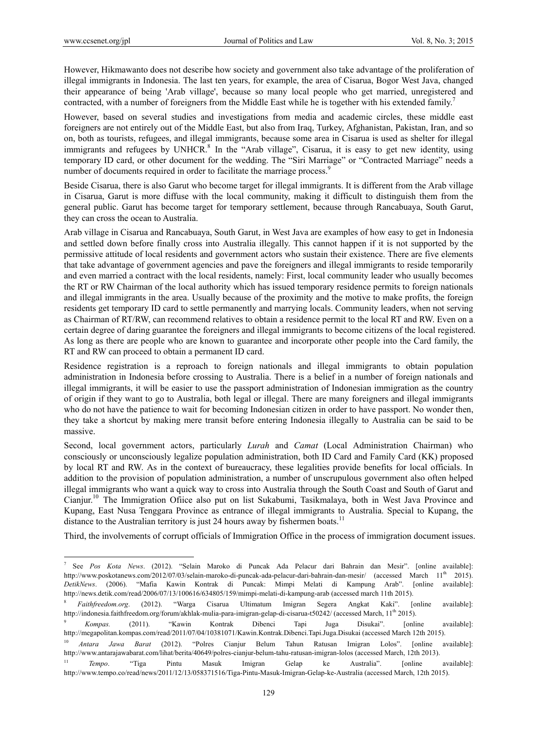However, Hikmawanto does not describe how society and government also take advantage of the proliferation of illegal immigrants in Indonesia. The last ten years, for example, the area of Cisarua, Bogor West Java, changed their appearance of being 'Arab village', because so many local people who get married, unregistered and contracted, with a number of foreigners from the Middle East while he is together with his extended family.[7]

However, based on several studies and investigations from media and academic circles, these middle east foreigners are not entirely out of the Middle East, but also from Iraq, Turkey, Afghanistan, Pakistan, Iran, and so on, both as tourists, refugees, and illegal immigrants, because some area in Cisarua is used as shelter for illegal immigrants and refugees by UNHCR.[8] In the "Arab village", Cisarua, it is easy to get new identity, using temporary ID card, or other document for the wedding. The "Siri Marriage" or "Contracted Marriage" needs a number of documents required in order to facilitate the marriage process.[9]

Beside Cisarua, there is also Garut who become target for illegal immigrants. It is different from the Arab village in Cisarua, Garut is more diffuse with the local community, making it difficult to distinguish them from the general public. Garut has become target for temporary settlement, because through Rancabuaya, South Garut, they can cross the ocean to Australia.

Arab village in Cisarua and Rancabuaya, South Garut, in West Java are examples of how easy to get in Indonesia and settled down before finally cross into Australia illegally. This cannot happen if it is not supported by the permissive attitude of local residents and government actors who sustain their existence. There are five elements that take advantage of government agencies and pave the foreigners and illegal immigrants to reside temporarily and even married a contract with the local residents, namely: First, local community leader who usually becomes the RT or RW Chairman of the local authority which has issued temporary residence permits to foreign nationals and illegal immigrants in the area. Usually because of the proximity and the motive to make profits, the foreign residents get temporary ID card to settle permanently and marrying locals. Community leaders, when not serving as Chairman of RT/RW, can recommend relatives to obtain a residence permit to the local RT and RW. Even on a certain degree of daring guarantee the foreigners and illegal immigrants to become citizens of the local registered. As long as there are people who are known to guarantee and incorporate other people into the Card family, the RT and RW can proceed to obtain a permanent ID card.

Residence registration is a reproach to foreign nationals and illegal immigrants to obtain population administration in Indonesia before crossing to Australia. There is a belief in a number of foreign nationals and illegal immigrants, it will be easier to use the passport administration of Indonesian immigration as the country of origin if they want to go to Australia, both legal or illegal. There are many foreigners and illegal immigrants who do not have the patience to wait for becoming Indonesian citizen in order to have passport. No wonder then, they take a shortcut by making mere transit before entering Indonesia illegally to Australia can be said to be massive.

Second, local government actors, particularly *Lurah* and *Camat* (Local Administration Chairman) who consciously or unconsciously legalize population administration, both ID Card and Family Card (KK) proposed by local RT and RW. As in the context of bureaucracy, these legalities provide benefits for local officials. In addition to the provision of population administration, a number of unscrupulous government also often helped illegal immigrants who want a quick way to cross into Australia through the South Coast and South of Garut and Cianjur.[10] The Immigration Ofiice also put on list Sukabumi, Tasikmalaya, both in West Java Province and Kupang, East Nusa Tenggara Province as entrance of illegal immigrants to Australia. Special to Kupang, the distance to the Australian territory is just 24 hours away by fishermen boats.[11]

Third, the involvements of corrupt officials of Immigration Office in the process of immigration document issues.

---

[7] See *Pos Kota News*. (2012). "Selain Maroko di Puncak Ada Pelacur dari Bahrain dan Mesir". [online available]: http://www.poskotanews.com/2012/07/03/selain-maroko-di-puncak-ada-pelacur-dari-bahrain-dan-mesir/ (accessed March 11th 2015). *DetikNews*. (2006). "Mafia Kawin Kontrak di Puncak: Mimpi Melati di Kampung Arab". [online available]: http://news.detik.com/read/2006/07/13/100616/634805/159/mimpi-melati-di-kampung-arab (accessed march 11th 2015).

[8] *Faithfreedom.org*. (2012). "Warga Cisarua Ultimatum Imigran Segera Angkat Kaki". [online available]: http://indonesia.faithfreedom.org/forum/akhlak-mulia-para-imigran-gelap-di-cisarua-t50242/ (accessed March, 11th 2015).

[9] *Kompas.* (2011). "Kawin Kontrak Dibenci Tapi Juga Disukai". [online available]: http://megapolitan.kompas.com/read/2011/07/04/10381071/Kawin.Kontrak.Dibenci.Tapi.Juga.Disukai (accessed March 12th 2015).

[10] *Antara Jawa Barat* (2012). "Polres Cianjur Belum Tahu Ratusan Imigran Lolos". [online available]: http://www.antarajawabarat.com/lihat/berita/40649/polres-cianjur-belum-tahu-ratusan-imigran-lolos (accessed March, 12th 2013).

[11] *Tempo*. "Tiga Pintu Masuk Imigran Gelap ke Australia". [online available]: http://www.tempo.co/read/news/2011/12/13/058371516/Tiga-Pintu-Masuk-Imigran-Gelap-ke-Australia (accessed March, 12th 2015).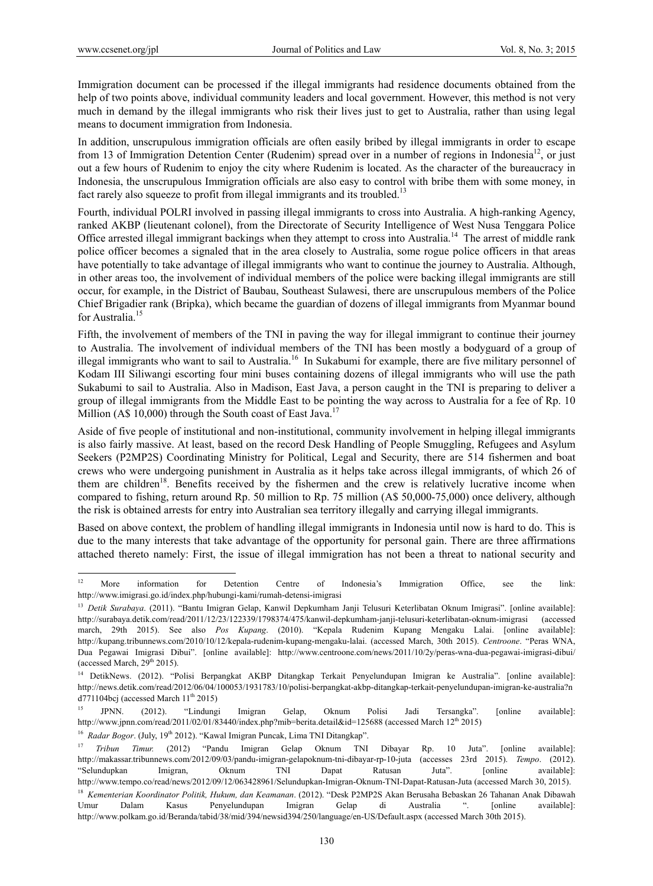Immigration document can be processed if the illegal immigrants had residence documents obtained from the help of two points above, individual community leaders and local government. However, this method is not very much in demand by the illegal immigrants who risk their lives just to get to Australia, rather than using legal means to document immigration from Indonesia.

In addition, unscrupulous immigration officials are often easily bribed by illegal immigrants in order to escape from 13 of Immigration Detention Center (Rudenim) spread over in a number of regions in Indonesia[12], or just out a few hours of Rudenim to enjoy the city where Rudenim is located. As the character of the bureaucracy in Indonesia, the unscrupulous Immigration officials are also easy to control with bribe them with some money, in fact rarely also squeeze to profit from illegal immigrants and its troubled.[13]

Fourth, individual POLRI involved in passing illegal immigrants to cross into Australia. A high-ranking Agency, ranked AKBP (lieutenant colonel), from the Directorate of Security Intelligence of West Nusa Tenggara Police Office arrested illegal immigrant backings when they attempt to cross into Australia.[14] The arrest of middle rank police officer becomes a signaled that in the area closely to Australia, some rogue police officers in that areas have potentially to take advantage of illegal immigrants who want to continue the journey to Australia. Although, in other areas too, the involvement of individual members of the police were backing illegal immigrants are still occur, for example, in the District of Baubau, Southeast Sulawesi, there are unscrupulous members of the Police Chief Brigadier rank (Bripka), which became the guardian of dozens of illegal immigrants from Myanmar bound for Australia.[15]

Fifth, the involvement of members of the TNI in paving the way for illegal immigrant to continue their journey to Australia. The involvement of individual members of the TNI has been mostly a bodyguard of a group of illegal immigrants who want to sail to Australia.[16] In Sukabumi for example, there are five military personnel of Kodam III Siliwangi escorting four mini buses containing dozens of illegal immigrants who will use the path Sukabumi to sail to Australia. Also in Madison, East Java, a person caught in the TNI is preparing to deliver a group of illegal immigrants from the Middle East to be pointing the way across to Australia for a fee of Rp. 10 Million (A$ 10,000) through the South coast of East Java.[17]

Aside of five people of institutional and non-institutional, community involvement in helping illegal immigrants is also fairly massive. At least, based on the record Desk Handling of People Smuggling, Refugees and Asylum Seekers (P2MP2S) Coordinating Ministry for Political, Legal and Security, there are 514 fishermen and boat crews who were undergoing punishment in Australia as it helps take across illegal immigrants, of which 26 of them are children[18]. Benefits received by the fishermen and the crew is relatively lucrative income when compared to fishing, return around Rp. 50 million to Rp. 75 million (A$ 50,000-75,000) once delivery, although the risk is obtained arrests for entry into Australian sea territory illegally and carrying illegal immigrants.

Based on above context, the problem of handling illegal immigrants in Indonesia until now is hard to do. This is due to the many interests that take advantage of the opportunity for personal gain. There are three affirmations attached thereto namely: First, the issue of illegal immigration has not been a threat to national security and

---

[12] More information for Detention Centre of Indonesia's Immigration Office, see the link: http://www.imigrasi.go.id/index.php/hubungi-kami/rumah-detensi-imigrasi

[13] *Detik Surabaya*. (2011). "Bantu Imigran Gelap, Kanwil Depkumham Janji Telusuri Keterlibatan Oknum Imigrasi". [online available]: http://surabaya.detik.com/read/2011/12/23/122339/1798374/475/kanwil-depkumham-janji-telusuri-keterlibatan-oknum-imigrasi (accessed march, 29th 2015). See also *Pos Kupang*. (2010). "Kepala Rudenim Kupang Mengaku Lalai. [online available]: http://kupang.tribunnews.com/2010/10/12/kepala-rudenim-kupang-mengaku-lalai. (accessed March, 30th 2015). *Centroone*. "Peras WNA, Dua Pegawai Imigrasi Dibui". [online available]: http://www.centroone.com/news/2011/10/2y/peras-wna-dua-pegawai-imigrasi-dibui/ (accessed March, 29th 2015).

[14] DetikNews. (2012). "Polisi Berpangkat AKBP Ditangkap Terkait Penyelundupan Imigran ke Australia". [online available]: http://news.detik.com/read/2012/06/04/100053/1931783/10/polisi-berpangkat-akbp-ditangkap-terkait-penyelundupan-imigran-ke-australia?nd771104bcj (accessed March 11th 2015)

[15] JPNN. (2012). "Lindungi Imigran Gelap, Oknum Polisi Jadi Tersangka". [online available]: http://www.jpnn.com/read/2011/02/01/83440/index.php?mib=berita.detail&id=125688 (accessed March 12th 2015)

[16] *Radar Bogor*. (July, 19th 2012). "Kawal Imigran Puncak, Lima TNI Ditangkap".

[17] *Tribun Timur.* (2012) "Pandu Imigran Gelap Oknum TNI Dibayar Rp. 10 Juta". [online available]: http://makassar.tribunnews.com/2012/09/03/pandu-imigran-gelapoknum-tni-dibayar-rp-10-juta (accesses 23rd 2015). *Tempo*. (2012). "Selundupkan Imigran, Oknum TNI Dapat Ratusan Juta". [online available]: http://www.tempo.co/read/news/2012/09/12/063428961/Selundupkan-Imigran-Oknum-TNI-Dapat-Ratusan-Juta (accessed March 30, 2015).

[18] *Kementerian Koordinator Politik, Hukum, dan Keamanan*. (2012). "Desk P2MP2S Akan Berusaha Bebaskan 26 Tahanan Anak Dibawah Umur Dalam Kasus Penyelundupan Imigran Gelap di Australia ". [online available]: http://www.polkam.go.id/Beranda/tabid/38/mid/394/newsid394/250/language/en-US/Default.aspx (accessed March 30th 2015).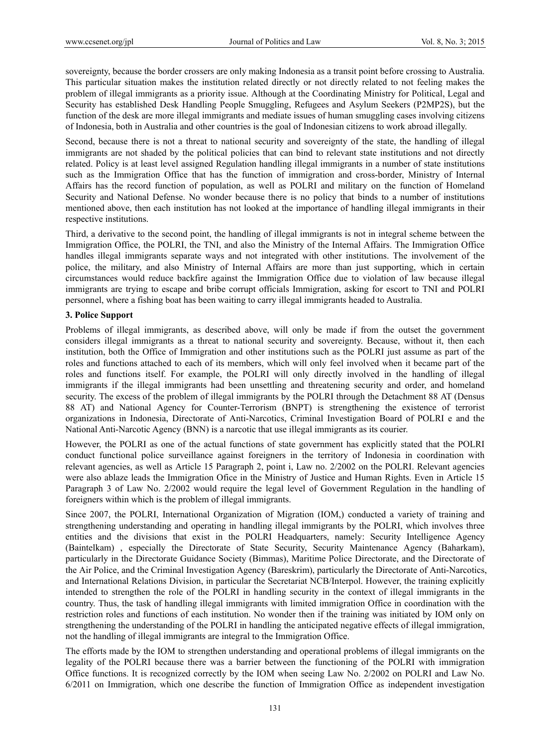sovereignty, because the border crossers are only making Indonesia as a transit point before crossing to Australia. This particular situation makes the institution related directly or not directly related to not feeling makes the problem of illegal immigrants as a priority issue. Although at the Coordinating Ministry for Political, Legal and Security has established Desk Handling People Smuggling, Refugees and Asylum Seekers (P2MP2S), but the function of the desk are more illegal immigrants and mediate issues of human smuggling cases involving citizens of Indonesia, both in Australia and other countries is the goal of Indonesian citizens to work abroad illegally.

Second, because there is not a threat to national security and sovereignty of the state, the handling of illegal immigrants are not shaded by the political policies that can bind to relevant state institutions and not directly related. Policy is at least level assigned Regulation handling illegal immigrants in a number of state institutions such as the Immigration Office that has the function of immigration and cross-border, Ministry of Internal Affairs has the record function of population, as well as POLRI and military on the function of Homeland Security and National Defense. No wonder because there is no policy that binds to a number of institutions mentioned above, then each institution has not looked at the importance of handling illegal immigrants in their respective institutions.

Third, a derivative to the second point, the handling of illegal immigrants is not in integral scheme between the Immigration Office, the POLRI, the TNI, and also the Ministry of the Internal Affairs. The Immigration Office handles illegal immigrants separate ways and not integrated with other institutions. The involvement of the police, the military, and also Ministry of Internal Affairs are more than just supporting, which in certain circumstances would reduce backfire against the Immigration Office due to violation of law because illegal immigrants are trying to escape and bribe corrupt officials Immigration, asking for escort to TNI and POLRI personnel, where a fishing boat has been waiting to carry illegal immigrants headed to Australia.

### 3. Police Support

Problems of illegal immigrants, as described above, will only be made if from the outset the government considers illegal immigrants as a threat to national security and sovereignty. Because, without it, then each institution, both the Office of Immigration and other institutions such as the POLRI just assume as part of the roles and functions attached to each of its members, which will only feel involved when it became part of the roles and functions itself. For example, the POLRI will only directly involved in the handling of illegal immigrants if the illegal immigrants had been unsettling and threatening security and order, and homeland security. The excess of the problem of illegal immigrants by the POLRI through the Detachment 88 AT (Densus 88 AT) and National Agency for Counter-Terrorism (BNPT) is strengthening the existence of terrorist organizations in Indonesia, Directorate of Anti-Narcotics, Criminal Investigation Board of POLRI e and the National Anti-Narcotic Agency (BNN) is a narcotic that use illegal immigrants as its courier.

However, the POLRI as one of the actual functions of state government has explicitly stated that the POLRI conduct functional police surveillance against foreigners in the territory of Indonesia in coordination with relevant agencies, as well as Article 15 Paragraph 2, point i, Law no. 2/2002 on the POLRI. Relevant agencies were also ablaze leads the Immigration Ofice in the Ministry of Justice and Human Rights. Even in Article 15 Paragraph 3 of Law No. 2/2002 would require the legal level of Government Regulation in the handling of foreigners within which is the problem of illegal immigrants.

Since 2007, the POLRI, International Organization of Migration (IOM,) conducted a variety of training and strengthening understanding and operating in handling illegal immigrants by the POLRI, which involves three entities and the divisions that exist in the POLRI Headquarters, namely: Security Intelligence Agency (Baintelkam) , especially the Directorate of State Security, Security Maintenance Agency (Baharkam), particularly in the Directorate Guidance Society (Bimmas), Maritime Police Directorate, and the Directorate of the Air Police, and the Criminal Investigation Agency (Bareskrim), particularly the Directorate of Anti-Narcotics, and International Relations Division, in particular the Secretariat NCB/Interpol. However, the training explicitly intended to strengthen the role of the POLRI in handling security in the context of illegal immigrants in the country. Thus, the task of handling illegal immigrants with limited immigration Office in coordination with the restriction roles and functions of each institution. No wonder then if the training was initiated by IOM only on strengthening the understanding of the POLRI in handling the anticipated negative effects of illegal immigration, not the handling of illegal immigrants are integral to the Immigration Office.

The efforts made by the IOM to strengthen understanding and operational problems of illegal immigrants on the legality of the POLRI because there was a barrier between the functioning of the POLRI with immigration Office functions. It is recognized correctly by the IOM when seeing Law No. 2/2002 on POLRI and Law No. 6/2011 on Immigration, which one describe the function of Immigration Office as independent investigation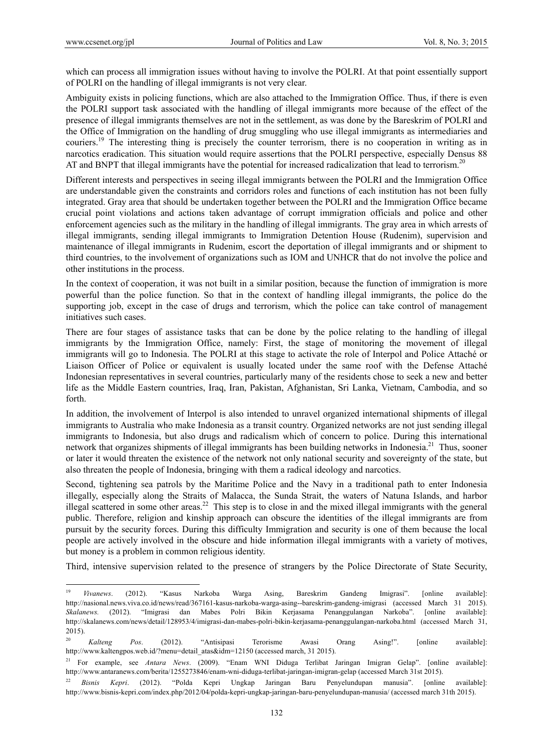which can process all immigration issues without having to involve the POLRI. At that point essentially support of POLRI on the handling of illegal immigrants is not very clear.

Ambiguity exists in policing functions, which are also attached to the Immigration Office. Thus, if there is even the POLRI support task associated with the handling of illegal immigrants more because of the effect of the presence of illegal immigrants themselves are not in the settlement, as was done by the Bareskrim of POLRI and the Office of Immigration on the handling of drug smuggling who use illegal immigrants as intermediaries and couriers.[19] The interesting thing is precisely the counter terrorism, there is no cooperation in writing as in narcotics eradication. This situation would require assertions that the POLRI perspective, especially Densus 88 AT and BNPT that illegal immigrants have the potential for increased radicalization that lead to terrorism.[20]

Different interests and perspectives in seeing illegal immigrants between the POLRI and the Immigration Office are understandable given the constraints and corridors roles and functions of each institution has not been fully integrated. Gray area that should be undertaken together between the POLRI and the Immigration Office became crucial point violations and actions taken advantage of corrupt immigration officials and police and other enforcement agencies such as the military in the handling of illegal immigrants. The gray area in which arrests of illegal immigrants, sending illegal immigrants to Immigration Detention House (Rudenim), supervision and maintenance of illegal immigrants in Rudenim, escort the deportation of illegal immigrants and or shipment to third countries, to the involvement of organizations such as IOM and UNHCR that do not involve the police and other institutions in the process.

In the context of cooperation, it was not built in a similar position, because the function of immigration is more powerful than the police function. So that in the context of handling illegal immigrants, the police do the supporting job, except in the case of drugs and terrorism, which the police can take control of management initiatives such cases.

There are four stages of assistance tasks that can be done by the police relating to the handling of illegal immigrants by the Immigration Office, namely: First, the stage of monitoring the movement of illegal immigrants will go to Indonesia. The POLRI at this stage to activate the role of Interpol and Police Attaché or Liaison Officer of Police or equivalent is usually located under the same roof with the Defense Attaché Indonesian representatives in several countries, particularly many of the residents chose to seek a new and better life as the Middle Eastern countries, Iraq, Iran, Pakistan, Afghanistan, Sri Lanka, Vietnam, Cambodia, and so forth.

In addition, the involvement of Interpol is also intended to unravel organized international shipments of illegal immigrants to Australia who make Indonesia as a transit country. Organized networks are not just sending illegal immigrants to Indonesia, but also drugs and radicalism which of concern to police. During this international network that organizes shipments of illegal immigrants has been building networks in Indonesia.[21] Thus, sooner or later it would threaten the existence of the network not only national security and sovereignty of the state, but also threaten the people of Indonesia, bringing with them a radical ideology and narcotics.

Second, tightening sea patrols by the Maritime Police and the Navy in a traditional path to enter Indonesia illegally, especially along the Straits of Malacca, the Sunda Strait, the waters of Natuna Islands, and harbor illegal scattered in some other areas.[22] This step is to close in and the mixed illegal immigrants with the general public. Therefore, religion and kinship approach can obscure the identities of the illegal immigrants are from pursuit by the security forces. During this difficulty Immigration and security is one of them because the local people are actively involved in the obscure and hide information illegal immigrants with a variety of motives, but money is a problem in common religious identity.

Third, intensive supervision related to the presence of strangers by the Police Directorate of State Security,

---

[19] *Vivanews*. (2012). "Kasus Narkoba Warga Asing, Bareskrim Gandeng Imigrasi". [online available]: http://nasional.news.viva.co.id/news/read/367161-kasus-narkoba-warga-asing--bareskrim-gandeng-imigrasi (accessed March 31 2015). *Skalanews.* (2012). "Imigrasi dan Mabes Polri Bikin Kerjasama Penanggulangan Narkoba". [online available]: http://skalanews.com/news/detail/128953/4/imigrasi-dan-mabes-polri-bikin-kerjasama-penanggulangan-narkoba.html (accessed March 31, 2015).

[20] *Kalteng Pos*. (2012). "Antisipasi Terorisme Awasi Orang Asing!". [online available]: http://www.kaltengpos.web.id/?menu=detail_atas&idm=12150 (accessed march, 31 2015).

[21] For example, see *Antara News*. (2009). "Enam WNI Diduga Terlibat Jaringan Imigran Gelap". [online available]: http://www.antaranews.com/berita/1255273846/enam-wni-diduga-terlibat-jaringan-imigran-gelap (accessed March 31st 2015).

[22] *Bisnis Kepri*. (2012). "Polda Kepri Ungkap Jaringan Baru Penyelundupan manusia". [online available]: http://www.bisnis-kepri.com/index.php/2012/04/polda-kepri-ungkap-jaringan-baru-penyelundupan-manusia/ (accessed march 31th 2015).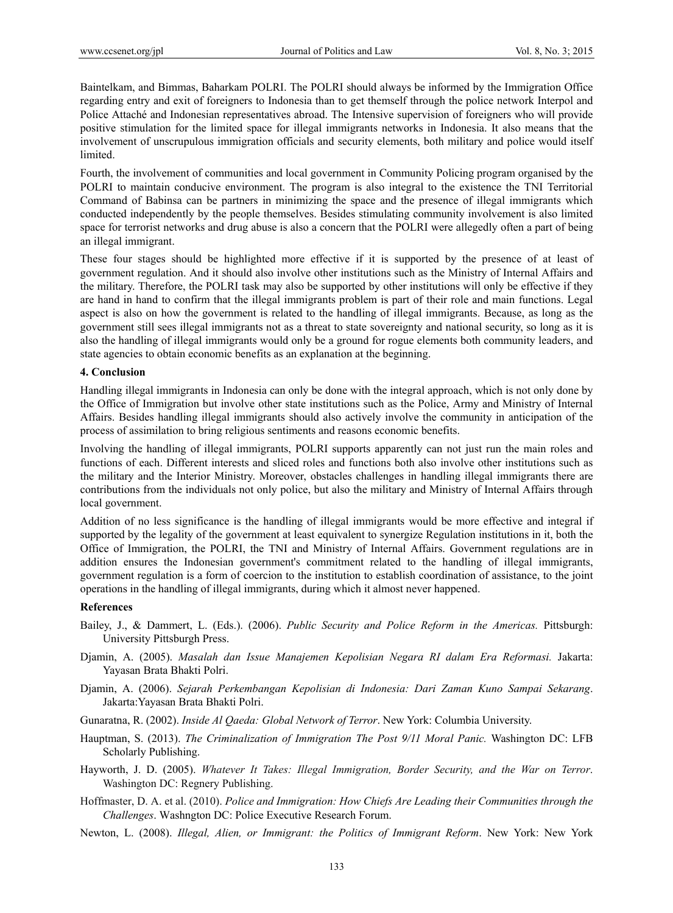Baintelkam, and Bimmas, Baharkam POLRI. The POLRI should always be informed by the Immigration Office regarding entry and exit of foreigners to Indonesia than to get themself through the police network Interpol and Police Attaché and Indonesian representatives abroad. The Intensive supervision of foreigners who will provide positive stimulation for the limited space for illegal immigrants networks in Indonesia. It also means that the involvement of unscrupulous immigration officials and security elements, both military and police would itself limited.

Fourth, the involvement of communities and local government in Community Policing program organised by the POLRI to maintain conducive environment. The program is also integral to the existence the TNI Territorial Command of Babinsa can be partners in minimizing the space and the presence of illegal immigrants which conducted independently by the people themselves. Besides stimulating community involvement is also limited space for terrorist networks and drug abuse is also a concern that the POLRI were allegedly often a part of being an illegal immigrant.

These four stages should be highlighted more effective if it is supported by the presence of at least of government regulation. And it should also involve other institutions such as the Ministry of Internal Affairs and the military. Therefore, the POLRI task may also be supported by other institutions will only be effective if they are hand in hand to confirm that the illegal immigrants problem is part of their role and main functions. Legal aspect is also on how the government is related to the handling of illegal immigrants. Because, as long as the government still sees illegal immigrants not as a threat to state sovereignty and national security, so long as it is also the handling of illegal immigrants would only be a ground for rogue elements both community leaders, and state agencies to obtain economic benefits as an explanation at the beginning.

## 4. Conclusion

Handling illegal immigrants in Indonesia can only be done with the integral approach, which is not only done by the Office of Immigration but involve other state institutions such as the Police, Army and Ministry of Internal Affairs. Besides handling illegal immigrants should also actively involve the community in anticipation of the process of assimilation to bring religious sentiments and reasons economic benefits.

Involving the handling of illegal immigrants, POLRI supports apparently can not just run the main roles and functions of each. Different interests and sliced roles and functions both also involve other institutions such as the military and the Interior Ministry. Moreover, obstacles challenges in handling illegal immigrants there are contributions from the individuals not only police, but also the military and Ministry of Internal Affairs through local government.

Addition of no less significance is the handling of illegal immigrants would be more effective and integral if supported by the legality of the government at least equivalent to synergize Regulation institutions in it, both the Office of Immigration, the POLRI, the TNI and Ministry of Internal Affairs. Government regulations are in addition ensures the Indonesian government's commitment related to the handling of illegal immigrants, government regulation is a form of coercion to the institution to establish coordination of assistance, to the joint operations in the handling of illegal immigrants, during which it almost never happened.

## References

Bailey, J., & Dammert, L. (Eds.). (2006). *Public Security and Police Reform in the Americas.* Pittsburgh: University Pittsburgh Press.

Djamin, A. (2005). *Masalah dan Issue Manajemen Kepolisian Negara RI dalam Era Reformasi.* Jakarta: Yayasan Brata Bhakti Polri.

Djamin, A. (2006). *Sejarah Perkembangan Kepolisian di Indonesia: Dari Zaman Kuno Sampai Sekarang*. Jakarta:Yayasan Brata Bhakti Polri.

Gunaratna, R. (2002). *Inside Al Qaeda: Global Network of Terror*. New York: Columbia University.

Hauptman, S. (2013). *The Criminalization of Immigration The Post 9/11 Moral Panic.* Washington DC: LFB Scholarly Publishing.

Hayworth, J. D. (2005). *Whatever It Takes: Illegal Immigration, Border Security, and the War on Terror*. Washington DC: Regnery Publishing.

Hoffmaster, D. A. et al. (2010). *Police and Immigration: How Chiefs Are Leading their Communities through the Challenges*. Washngton DC: Police Executive Research Forum.

Newton, L. (2008). *Illegal, Alien, or Immigrant: the Politics of Immigrant Reform*. New York: New York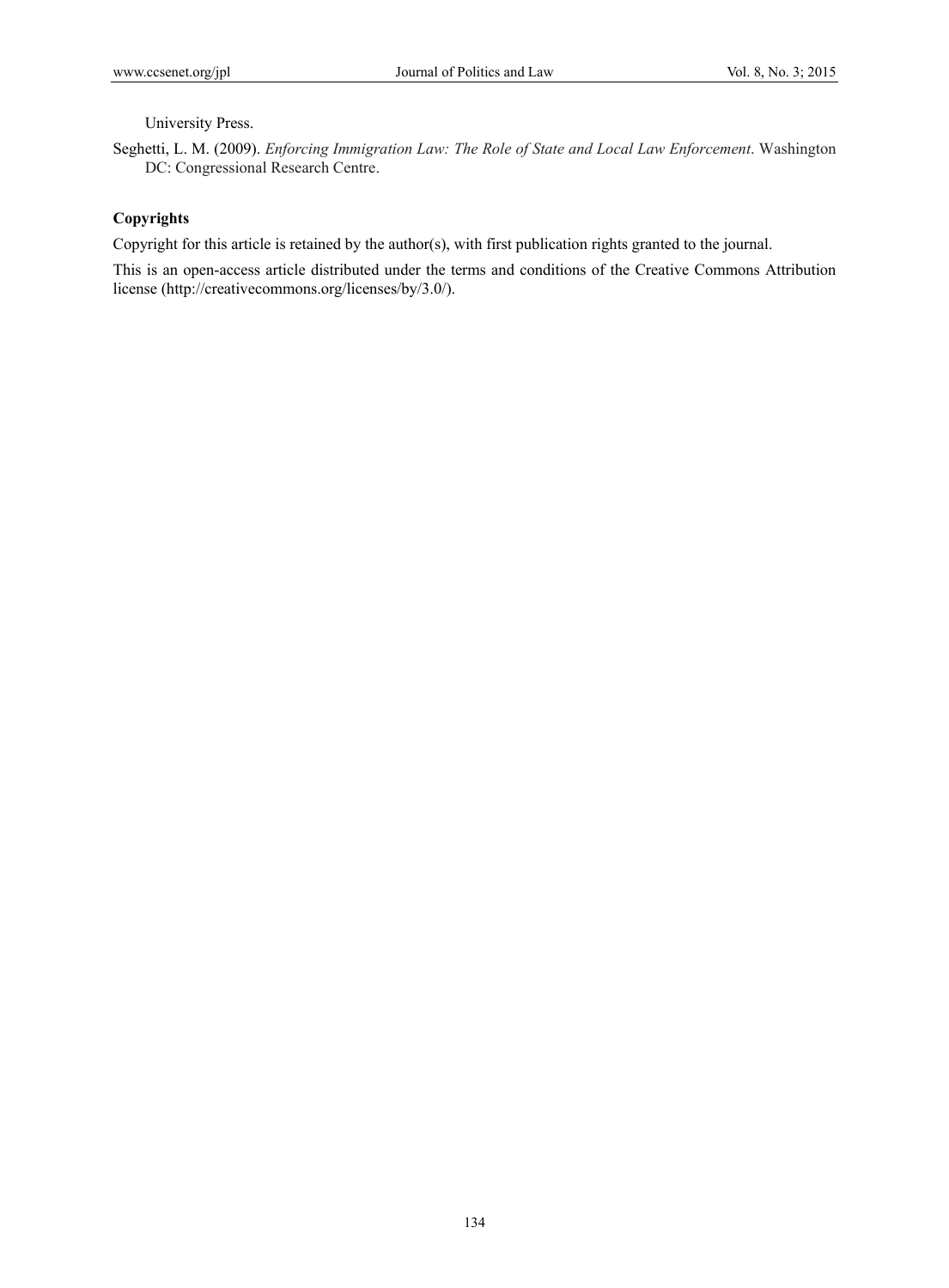University Press.

Seghetti, L. M. (2009). *Enforcing Immigration Law: The Role of State and Local Law Enforcement*. Washington DC: Congressional Research Centre.

**Copyrights**

Copyright for this article is retained by the author(s), with first publication rights granted to the journal.

This is an open-access article distributed under the terms and conditions of the Creative Commons Attribution license (http://creativecommons.org/licenses/by/3.0/).